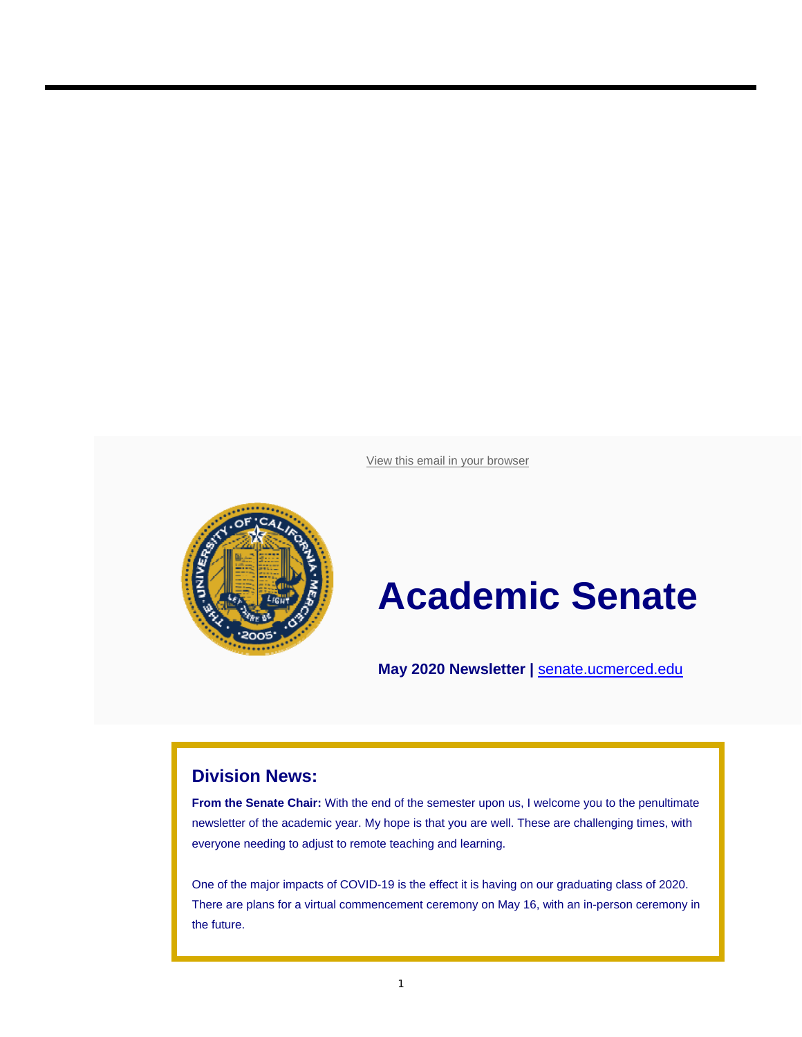View this email in your browser

# Academic Senate

**May 2020 Newsletter |** senate.ucmerced.edu

## Division News:

**From the Senate Chair:** With the end of the semester upon us, I welcome you to the penultimate newsletter of the academic year. My hope is that you are well. These are challenging times, with everyone needing to adjust to remote teaching and learning.

One of the major impacts of COVID-19 is the effect it is having on our graduating class of 2020. There are plans for a virtual commencement ceremony on May 16, with an in-person ceremony in the future.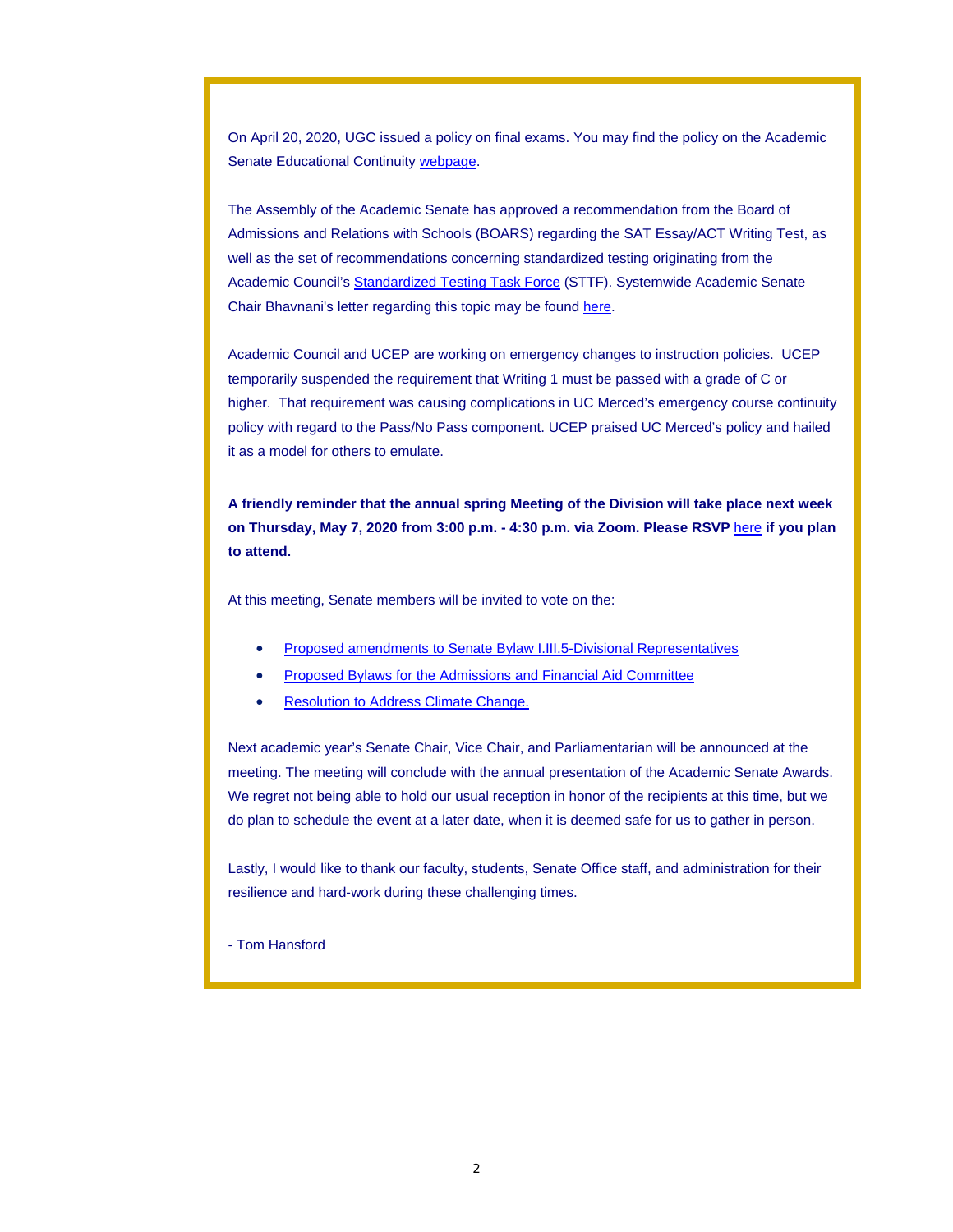On April 20, 2020, UGC issued a policy on final exams. You may find the policy on the Academic Senate Educational Continuity webpage.

The Assembly of the Academic Senate has approved a recommendation from the Board of Admissions and Relations with Schools (BOARS) regarding the SAT Essay/ACT Writing Test, as well as the set of recommendations concerning standardized testing originating from the Academic Council's Standardized Testing Task Force (STTF). Systemwide Academic Senate Chair Bhavnani's letter regarding this topic may be found here.

Academic Council and UCEP are working on emergency changes to instruction policies. UCEP temporarily suspended the requirement that Writing 1 must be passed with a grade of C or higher. That requirement was causing complications in UC Merced's emergency course continuity policy with regard to the Pass/No Pass component. UCEP praised UC Merced's policy and hailed it as a model for others to emulate.

**A friendly reminder that the annual spring Meeting of the Division will take place next week on Thursday, May 7, 2020 from 3:00 p.m. - 4:30 p.m. via Zoom. Please RSVP here if you plan to attend.**

At this meeting, Senate members will be invited to vote on the:

- Proposed amendments to Senate Bylaw I.III.5-Divisional Representatives
- Proposed Bylaws for the Admissions and Financial Aid Committee
- Resolution to Address Climate Change.

Next academic year's Senate Chair, Vice Chair, and Parliamentarian will be announced at the meeting. The meeting will conclude with the annual presentation of the Academic Senate Awards. We regret not being able to hold our usual reception in honor of the recipients at this time, but we do plan to schedule the event at a later date, when it is deemed safe for us to gather in person.

Lastly, I would like to thank our faculty, students, Senate Office staff, and administration for their resilience and hard-work during these challenging times.

- Tom Hansford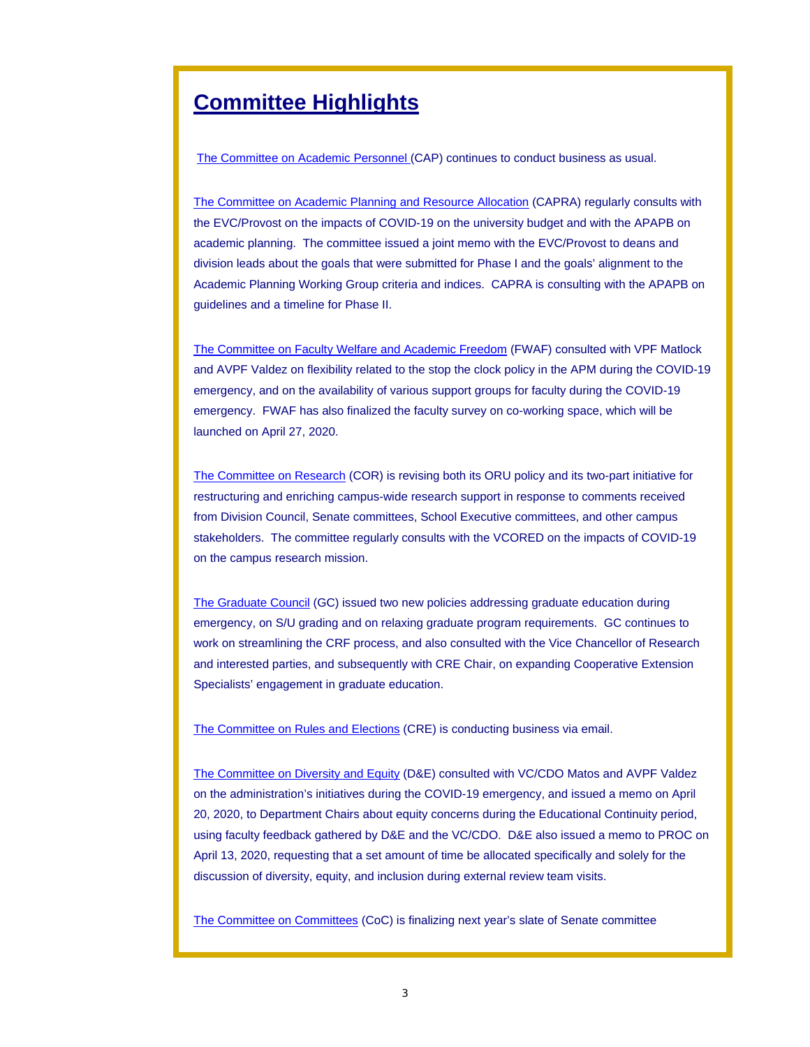## Committee Highlights

The Committee on Academic Personnel (CAP) continues to conduct business as usual.

The Committee on Academic Planning and Resource Allocation (CAPRA) regularly consults with the EVC/Provost on the impacts of COVID-19 on the university budget and with the APAPB on academic planning. The committee issued a joint memo with the EVC/Provost to deans and division leads about the goals that were submitted for Phase I and the goals' alignment to the Academic Planning Working Group criteria and indices. CAPRA is consulting with the APAPB on guidelines and a timeline for Phase II.

The Committee on Faculty Welfare and Academic Freedom (FWAF) consulted with VPF Matlock and AVPF Valdez on flexibility related to the stop the clock policy in the APM during the COVID-19 emergency, and on the availability of various support groups for faculty during the COVID-19 emergency. FWAF has also finalized the faculty survey on co-working space, which will be launched on April 27, 2020.

The Committee on Research (COR) is revising both its ORU policy and its two-part initiative for restructuring and enriching campus-wide research support in response to comments received from Division Council, Senate committees, School Executive committees, and other campus stakeholders. The committee regularly consults with the VCORED on the impacts of COVID-19 on the campus research mission.

The Graduate Council (GC) issued two new policies addressing graduate education during emergency, on S/U grading and on relaxing graduate program requirements. GC continues to work on streamlining the CRF process, and also consulted with the Vice Chancellor of Research and interested parties, and subsequently with CRE Chair, on expanding Cooperative Extension Specialists' engagement in graduate education.

The Committee on Rules and Elections (CRE) is conducting business via email.

The Committee on Diversity and Equity (D&E) consulted with VC/CDO Matos and AVPF Valdez on the administration's initiatives during the COVID-19 emergency, and issued a memo on April 20, 2020, to Department Chairs about equity concerns during the Educational Continuity period, using faculty feedback gathered by D&E and the VC/CDO. D&E also issued a memo to PROC on April 13, 2020, requesting that a set amount of time be allocated specifically and solely for the discussion of diversity, equity, and inclusion during external review team visits.

The Committee on Committees (CoC) is finalizing next year's slate of Senate committee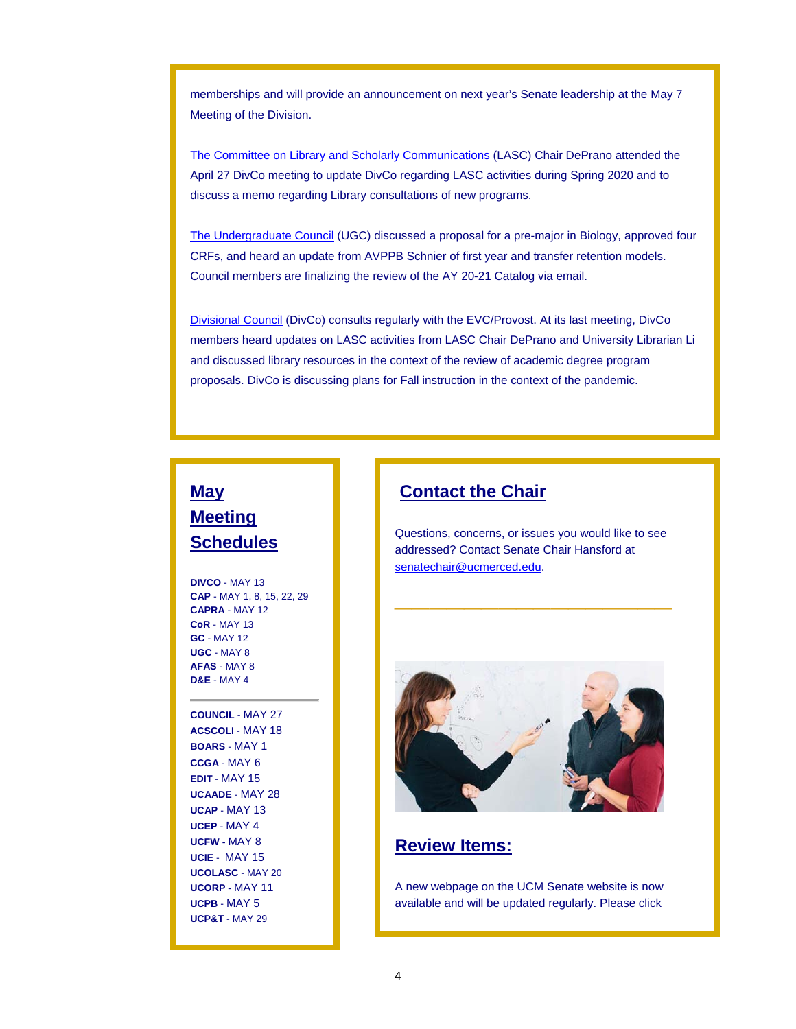memberships and will provide an announcement on next year's Senate leadership at the May 7 Meeting of the Division.

The Committee on Library and Scholarly Communications (LASC) Chair DePrano attended the April 27 DivCo meeting to update DivCo regarding LASC activities during Spring 2020 and to discuss a memo regarding Library consultations of new programs.

The Undergraduate Council (UGC) discussed a proposal for a pre-major in Biology, approved four CRFs, and heard an update from AVPPB Schnier of first year and transfer retention models. Council members are finalizing the review of the AY 20-21 Catalog via email.

Divisional Council (DivCo) consults regularly with the EVC/Provost. At its last meeting, DivCo members heard updates on LASC activities from LASC Chair DePrano and University Librarian Li and discussed library resources in the context of the review of academic degree program proposals. DivCo is discussing plans for Fall instruction in the context of the pandemic.

## May Meeting Schedules

**DIVCO** - MAY 13
**CAP** - MAY 1, 8, 15, 22, 29
**CAPRA** - MAY 12
**CoR** - MAY 13
**GC** - MAY 12
**UGC** - MAY 8
**AFAS** - MAY 8
**D&E** - MAY 4

---

**COUNCIL** - MAY 27
**ACSCOLI** - MAY 18
**BOARS** - MAY 1
**CCGA** - MAY 6
**EDIT** - MAY 15
**UCAADE** - MAY 28
**UCAP** - MAY 13
**UCEP** - MAY 4
**UCFW** - MAY 8
**UCIE** - MAY 15
**UCOLASC** - MAY 20
**UCORP** - MAY 11
**UCPB** - MAY 5
**UCP&T** - MAY 29

## Contact the Chair

Questions, concerns, or issues you would like to see addressed? Contact Senate Chair Hansford at senatechair@ucmerced.edu.

---

## Review Items:

A new webpage on the UCM Senate website is now available and will be updated regularly. Please click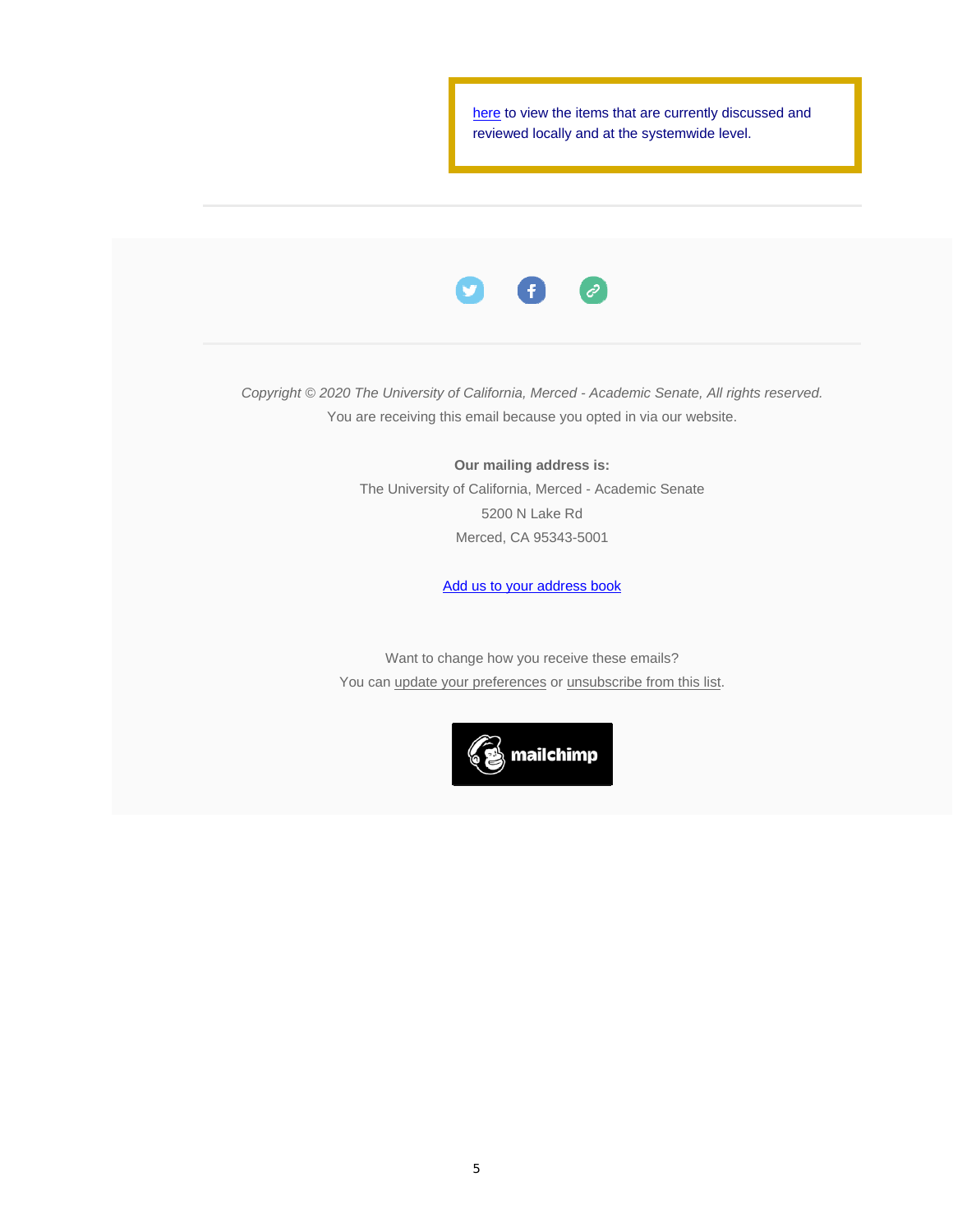here to view the items that are currently discussed and reviewed locally and at the systemwide level.

---

*Copyright © 2020 The University of California, Merced - Academic Senate, All rights reserved.*
You are receiving this email because you opted in via our website.

**Our mailing address is:**
The University of California, Merced - Academic Senate
5200 N Lake Rd
Merced, CA 95343-5001

Add us to your address book

Want to change how you receive these emails?
You can update your preferences or unsubscribe from this list.

mailchimp